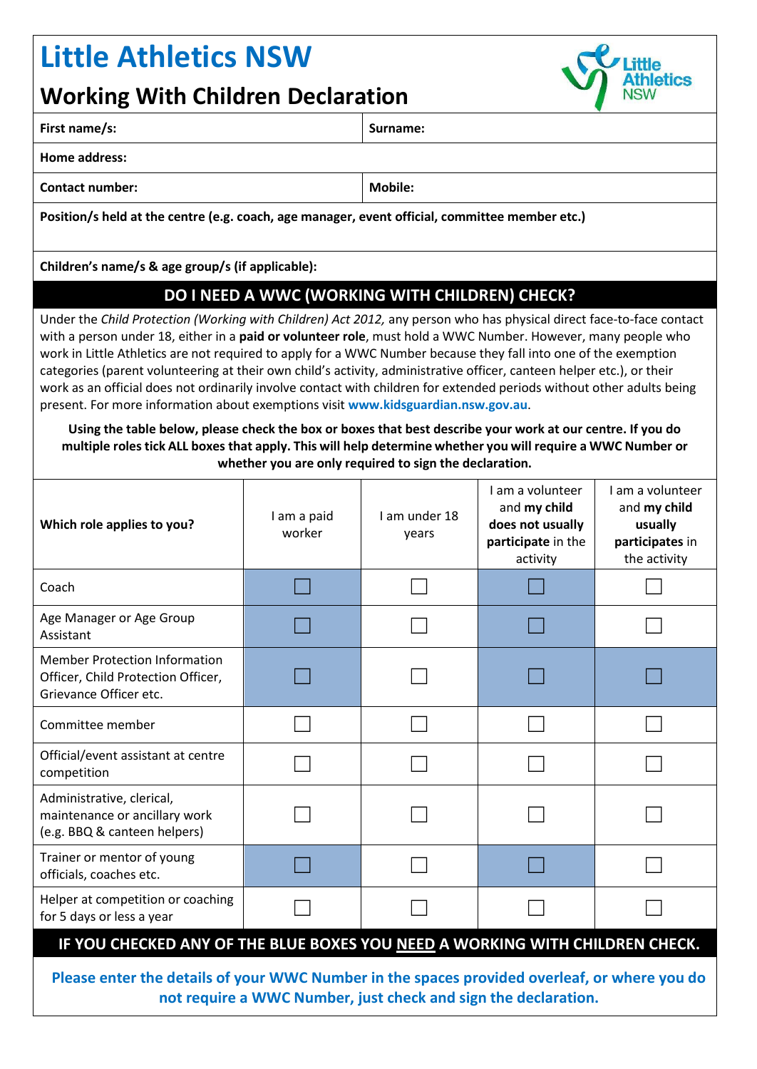# Little Athletics NSW

## Working With Children Declaration

| First name/s: | Surname: |
|---|---|
| **Home address:** | |
| **Contact number:** | **Mobile:** |
| **Position/s held at the centre (e.g. coach, age manager, event official, committee member etc.)** | |
| **Children's name/s & age group/s (if applicable):** | |

## DO I NEED A WWC (WORKING WITH CHILDREN) CHECK?

Under the *Child Protection (Working with Children) Act 2012,* any person who has physical direct face-to-face contact with a person under 18, either in a **paid or volunteer role**, must hold a WWC Number. However, many people who work in Little Athletics are not required to apply for a WWC Number because they fall into one of the exemption categories (parent volunteering at their own child's activity, administrative officer, canteen helper etc.), or their work as an official does not ordinarily involve contact with children for extended periods without other adults being present. For more information about exemptions visit **www.kidsguardian.nsw.gov.au**.

**Using the table below, please check the box or boxes that best describe your work at our centre. If you do multiple roles tick ALL boxes that apply. This will help determine whether you will require a WWC Number or whether you are only required to sign the declaration.**

| **Which role applies to you?** | I am a paid worker | I am under 18 years | I am a volunteer and **my child does not usually participate** in the activity | I am a volunteer and **my child usually participates** in the activity |
|---|---|---|---|---|
| Coach | ☐ (blue) | ☐ | ☐ (blue) | ☐ |
| Age Manager or Age Group Assistant | ☐ (blue) | ☐ | ☐ (blue) | ☐ |
| Member Protection Information Officer, Child Protection Officer, Grievance Officer etc. | ☐ (blue) | ☐ | ☐ (blue) | ☐ (blue) |
| Committee member | ☐ | ☐ | ☐ | ☐ |
| Official/event assistant at centre competition | ☐ | ☐ | ☐ | ☐ |
| Administrative, clerical, maintenance or ancillary work (e.g. BBQ & canteen helpers) | ☐ | ☐ | ☐ | ☐ |
| Trainer or mentor of young officials, coaches etc. | ☐ (blue) | ☐ | ☐ (blue) | ☐ |
| Helper at competition or coaching for 5 days or less a year | ☐ | ☐ | ☐ | ☐ |

**IF YOU CHECKED ANY OF THE BLUE BOXES YOU NEED A WORKING WITH CHILDREN CHECK.**

**Please enter the details of your WWC Number in the spaces provided overleaf, or where you do not require a WWC Number, just check and sign the declaration.**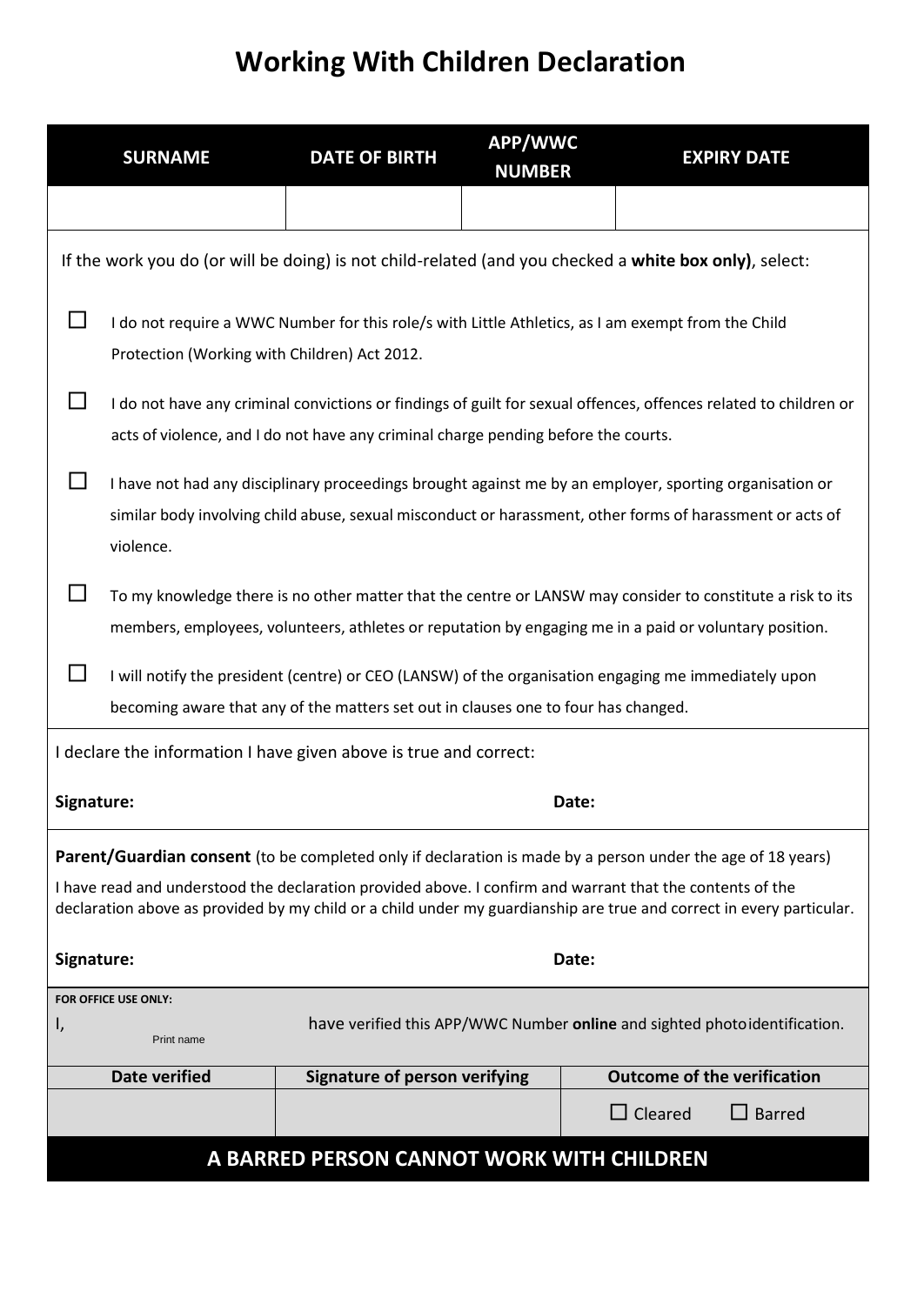# Working With Children Declaration

| SURNAME | DATE OF BIRTH | APP/WWC NUMBER | EXPIRY DATE |
|---|---|---|---|
| | | | |

If the work you do (or will be doing) is not child-related (and you checked a **white box only)**, select:

☐ I do not require a WWC Number for this role/s with Little Athletics, as I am exempt from the Child Protection (Working with Children) Act 2012.

☐ I do not have any criminal convictions or findings of guilt for sexual offences, offences related to children or acts of violence, and I do not have any criminal charge pending before the courts.

☐ I have not had any disciplinary proceedings brought against me by an employer, sporting organisation or similar body involving child abuse, sexual misconduct or harassment, other forms of harassment or acts of violence.

☐ To my knowledge there is no other matter that the centre or LANSW may consider to constitute a risk to its members, employees, volunteers, athletes or reputation by engaging me in a paid or voluntary position.

☐ I will notify the president (centre) or CEO (LANSW) of the organisation engaging me immediately upon becoming aware that any of the matters set out in clauses one to four has changed.

I declare the information I have given above is true and correct:

**Signature:** **Date:**

**Parent/Guardian consent** (to be completed only if declaration is made by a person under the age of 18 years)

I have read and understood the declaration provided above. I confirm and warrant that the contents of the declaration above as provided by my child or a child under my guardianship are true and correct in every particular.

**Signature:** **Date:**

**FOR OFFICE USE ONLY:**

I, ______________ (Print name) have verified this APP/WWC Number **online** and sighted photo identification.

| Date verified | Signature of person verifying | Outcome of the verification |
|---|---|---|
| | | ☐ Cleared ☐ Barred |

**A BARRED PERSON CANNOT WORK WITH CHILDREN**